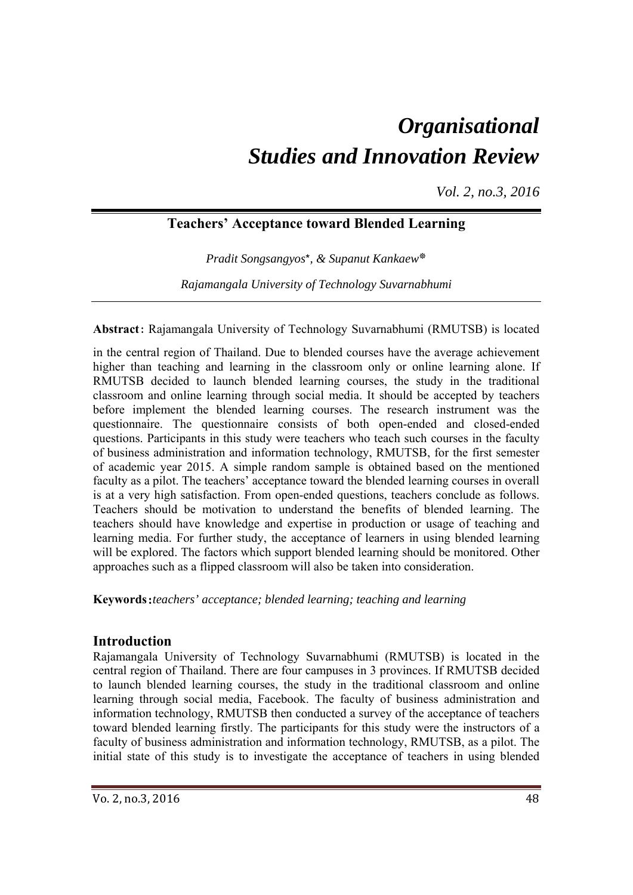# *Organisational Studies and Innovation Review*

*Vol. 2, no.3, 2016*

## Teachers' Acceptance toward Blended Learning

*Pradit Songsangyos*\*, *& Supanut Kankaew*❋

*Rajamangala University of Technology Suvarnabhumi*

**Abstract:** Rajamangala University of Technology Suvarnabhumi (RMUTSB) is located in the central region of Thailand. Due to blended courses have the average achievement higher than teaching and learning in the classroom only or online learning alone. If RMUTSB decided to launch blended learning courses, the study in the traditional classroom and online learning through social media. It should be accepted by teachers before implement the blended learning courses. The research instrument was the questionnaire. The questionnaire consists of both open-ended and closed-ended questions. Participants in this study were teachers who teach such courses in the faculty of business administration and information technology, RMUTSB, for the first semester of academic year 2015. A simple random sample is obtained based on the mentioned faculty as a pilot. The teachers' acceptance toward the blended learning courses in overall is at a very high satisfaction. From open-ended questions, teachers conclude as follows. Teachers should be motivation to understand the benefits of blended learning. The teachers should have knowledge and expertise in production or usage of teaching and learning media. For further study, the acceptance of learners in using blended learning will be explored. The factors which support blended learning should be monitored. Other approaches such as a flipped classroom will also be taken into consideration.

**Keywords:** *teachers' acceptance; blended learning; teaching and learning*

## Introduction

Rajamangala University of Technology Suvarnabhumi (RMUTSB) is located in the central region of Thailand. There are four campuses in 3 provinces. If RMUTSB decided to launch blended learning courses, the study in the traditional classroom and online learning through social media, Facebook. The faculty of business administration and information technology, RMUTSB then conducted a survey of the acceptance of teachers toward blended learning firstly. The participants for this study were the instructors of a faculty of business administration and information technology, RMUTSB, as a pilot. The initial state of this study is to investigate the acceptance of teachers in using blended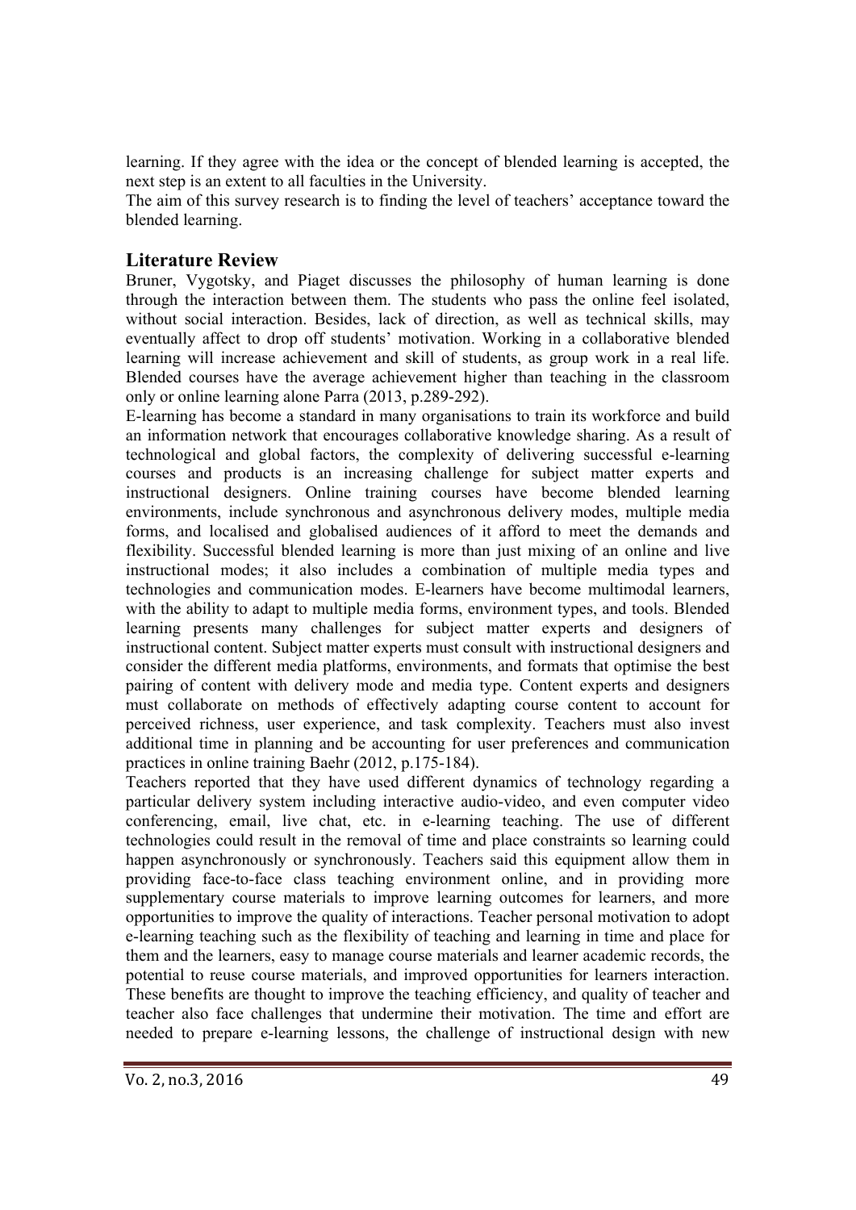learning. If they agree with the idea or the concept of blended learning is accepted, the next step is an extent to all faculties in the University.

The aim of this survey research is to finding the level of teachers' acceptance toward the blended learning.

## Literature Review

Bruner, Vygotsky, and Piaget discusses the philosophy of human learning is done through the interaction between them. The students who pass the online feel isolated, without social interaction. Besides, lack of direction, as well as technical skills, may eventually affect to drop off students' motivation. Working in a collaborative blended learning will increase achievement and skill of students, as group work in a real life. Blended courses have the average achievement higher than teaching in the classroom only or online learning alone Parra (2013, p.289-292).

E-learning has become a standard in many organisations to train its workforce and build an information network that encourages collaborative knowledge sharing. As a result of technological and global factors, the complexity of delivering successful e-learning courses and products is an increasing challenge for subject matter experts and instructional designers. Online training courses have become blended learning environments, include synchronous and asynchronous delivery modes, multiple media forms, and localised and globalised audiences of it afford to meet the demands and flexibility. Successful blended learning is more than just mixing of an online and live instructional modes; it also includes a combination of multiple media types and technologies and communication modes. E-learners have become multimodal learners, with the ability to adapt to multiple media forms, environment types, and tools. Blended learning presents many challenges for subject matter experts and designers of instructional content. Subject matter experts must consult with instructional designers and consider the different media platforms, environments, and formats that optimise the best pairing of content with delivery mode and media type. Content experts and designers must collaborate on methods of effectively adapting course content to account for perceived richness, user experience, and task complexity. Teachers must also invest additional time in planning and be accounting for user preferences and communication practices in online training Baehr (2012, p.175-184).

Teachers reported that they have used different dynamics of technology regarding a particular delivery system including interactive audio-video, and even computer video conferencing, email, live chat, etc. in e-learning teaching. The use of different technologies could result in the removal of time and place constraints so learning could happen asynchronously or synchronously. Teachers said this equipment allow them in providing face-to-face class teaching environment online, and in providing more supplementary course materials to improve learning outcomes for learners, and more opportunities to improve the quality of interactions. Teacher personal motivation to adopt e-learning teaching such as the flexibility of teaching and learning in time and place for them and the learners, easy to manage course materials and learner academic records, the potential to reuse course materials, and improved opportunities for learners interaction. These benefits are thought to improve the teaching efficiency, and quality of teacher and teacher also face challenges that undermine their motivation. The time and effort are needed to prepare e-learning lessons, the challenge of instructional design with new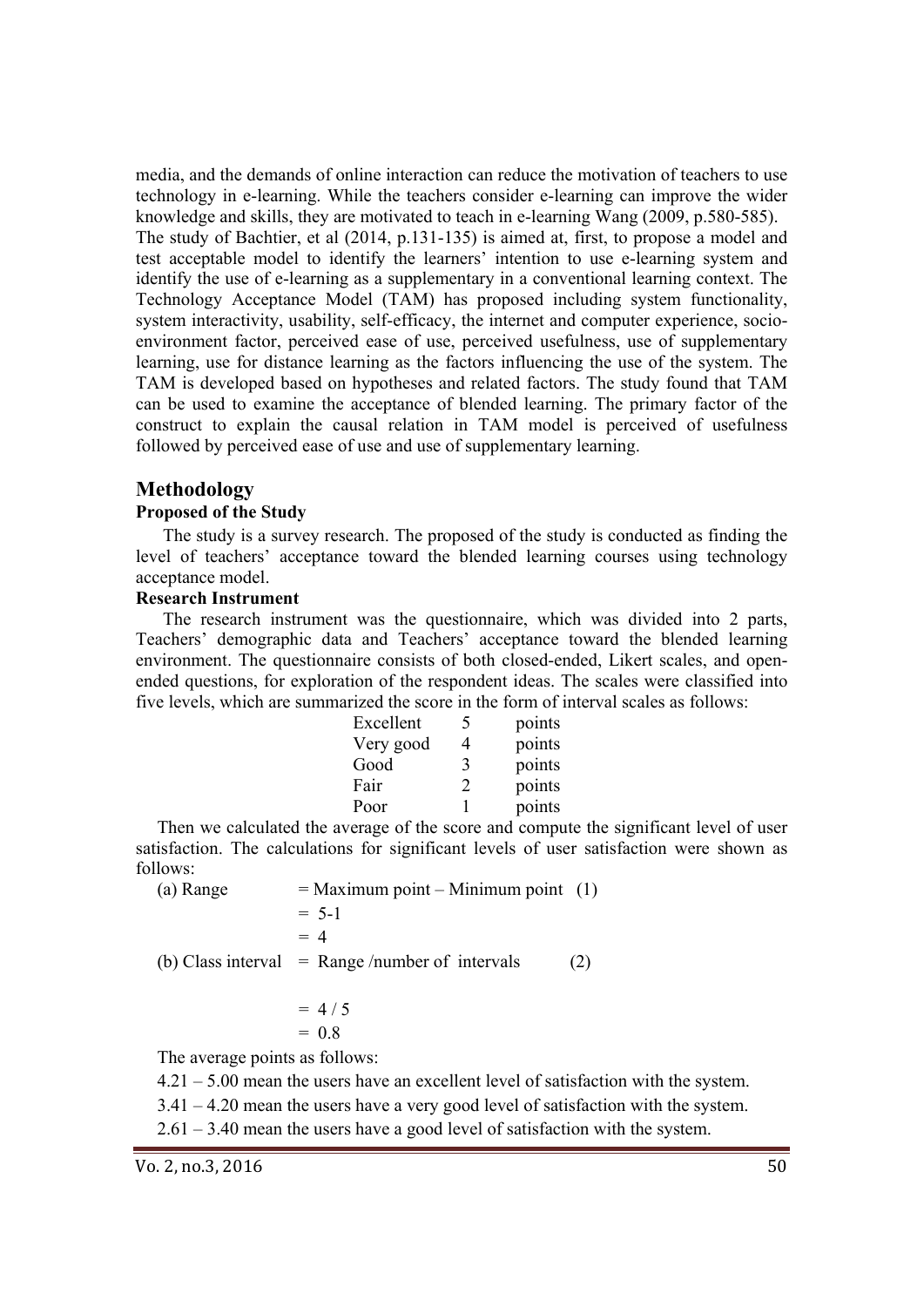media, and the demands of online interaction can reduce the motivation of teachers to use technology in e-learning. While the teachers consider e-learning can improve the wider knowledge and skills, they are motivated to teach in e-learning Wang (2009, p.580-585).

The study of Bachtier, et al (2014, p.131-135) is aimed at, first, to propose a model and test acceptable model to identify the learners' intention to use e-learning system and identify the use of e-learning as a supplementary in a conventional learning context. The Technology Acceptance Model (TAM) has proposed including system functionality, system interactivity, usability, self-efficacy, the internet and computer experience, socio-environment factor, perceived ease of use, perceived usefulness, use of supplementary learning, use for distance learning as the factors influencing the use of the system. The TAM is developed based on hypotheses and related factors. The study found that TAM can be used to examine the acceptance of blended learning. The primary factor of the construct to explain the causal relation in TAM model is perceived of usefulness followed by perceived ease of use and use of supplementary learning.

## Methodology

### Proposed of the Study

The study is a survey research. The proposed of the study is conducted as finding the level of teachers' acceptance toward the blended learning courses using technology acceptance model.

### Research Instrument

The research instrument was the questionnaire, which was divided into 2 parts, Teachers' demographic data and Teachers' acceptance toward the blended learning environment. The questionnaire consists of both closed-ended, Likert scales, and open-ended questions, for exploration of the respondent ideas. The scales were classified into five levels, which are summarized the score in the form of interval scales as follows:

| | | |
|---|---|---|
| Excellent | 5 | points |
| Very good | 4 | points |
| Good | 3 | points |
| Fair | 2 | points |
| Poor | 1 | points |

Then we calculated the average of the score and compute the significant level of user satisfaction. The calculations for significant levels of user satisfaction were shown as follows:

(a) Range = Maximum point – Minimum point (1)

$$= 5-1$$

$$= 4$$

(b) Class interval = Range /number of intervals (2)

$$= 4 / 5$$

$$= 0.8$$

The average points as follows:

4.21 – 5.00 mean the users have an excellent level of satisfaction with the system.

3.41 – 4.20 mean the users have a very good level of satisfaction with the system.

2.61 – 3.40 mean the users have a good level of satisfaction with the system.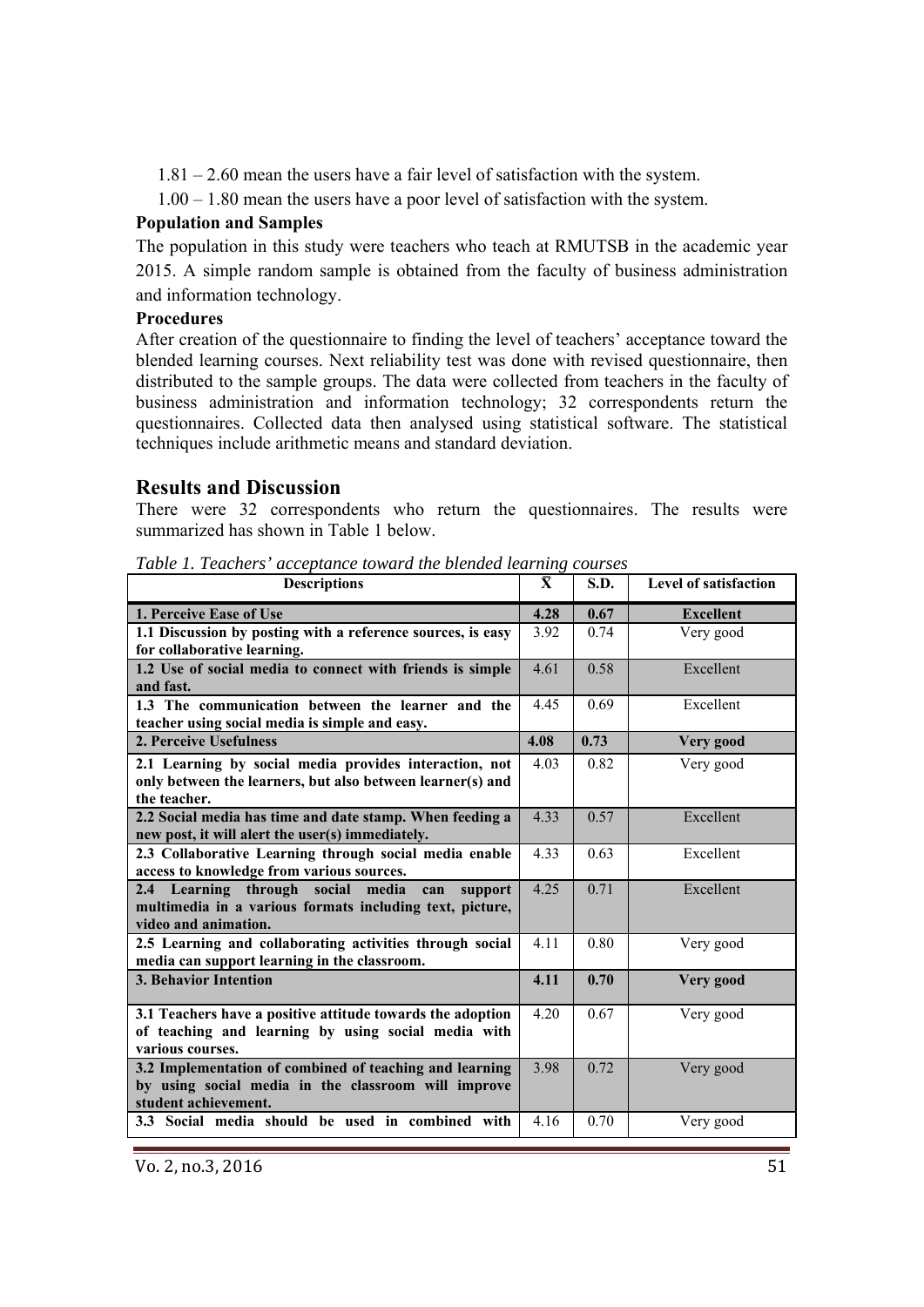1.81 – 2.60 mean the users have a fair level of satisfaction with the system.

1.00 – 1.80 mean the users have a poor level of satisfaction with the system.

**Population and Samples**

The population in this study were teachers who teach at RMUTSB in the academic year 2015. A simple random sample is obtained from the faculty of business administration and information technology.

**Procedures**

After creation of the questionnaire to finding the level of teachers' acceptance toward the blended learning courses. Next reliability test was done with revised questionnaire, then distributed to the sample groups. The data were collected from teachers in the faculty of business administration and information technology; 32 correspondents return the questionnaires. Collected data then analysed using statistical software. The statistical techniques include arithmetic means and standard deviation.

## Results and Discussion

There were 32 correspondents who return the questionnaires. The results were summarized has shown in Table 1 below.

*Table 1. Teachers' acceptance toward the blended learning courses*

| Descriptions | $\bar{X}$ | S.D. | Level of satisfaction |
|---|---|---|---|
| **1. Perceive Ease of Use** | **4.28** | **0.67** | **Excellent** |
| **1.1 Discussion by posting with a reference sources, is easy for collaborative learning.** | 3.92 | 0.74 | Very good |
| **1.2 Use of social media to connect with friends is simple and fast.** | 4.61 | 0.58 | Excellent |
| **1.3 The communication between the learner and the teacher using social media is simple and easy.** | 4.45 | 0.69 | Excellent |
| **2. Perceive Usefulness** | **4.08** | **0.73** | **Very good** |
| **2.1 Learning by social media provides interaction, not only between the learners, but also between learner(s) and the teacher.** | 4.03 | 0.82 | Very good |
| **2.2 Social media has time and date stamp. When feeding a new post, it will alert the user(s) immediately.** | 4.33 | 0.57 | Excellent |
| **2.3 Collaborative Learning through social media enable access to knowledge from various sources.** | 4.33 | 0.63 | Excellent |
| **2.4 Learning through social media can support multimedia in a various formats including text, picture, video and animation.** | 4.25 | 0.71 | Excellent |
| **2.5 Learning and collaborating activities through social media can support learning in the classroom.** | 4.11 | 0.80 | Very good |
| **3. Behavior Intention** | **4.11** | **0.70** | **Very good** |
| **3.1 Teachers have a positive attitude towards the adoption of teaching and learning by using social media with various courses.** | 4.20 | 0.67 | Very good |
| **3.2 Implementation of combined of teaching and learning by using social media in the classroom will improve student achievement.** | 3.98 | 0.72 | Very good |
| **3.3 Social media should be used in combined with** | 4.16 | 0.70 | Very good |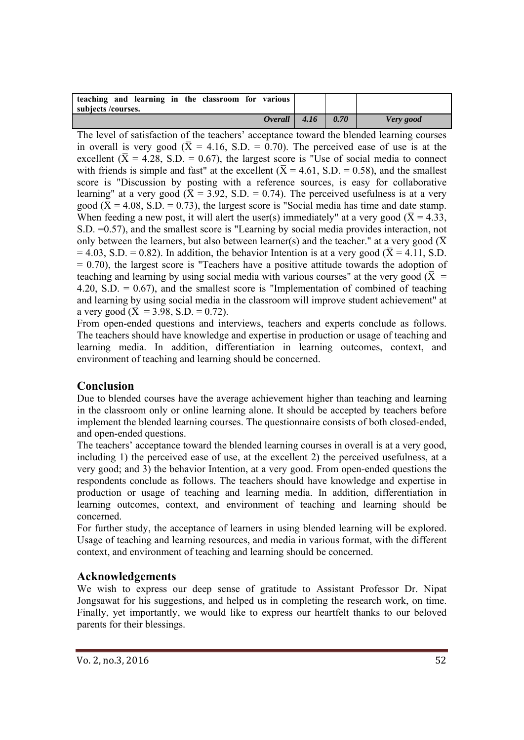| | | | |
|---|---|---|---|
| **teaching and learning in the classroom for various subjects /courses.** | | | |
| ***Overall*** | ***4.16*** | ***0.70*** | ***Very good*** |

The level of satisfaction of the teachers' acceptance toward the blended learning courses in overall is very good ($\bar{X}$ = 4.16, S.D. = 0.70). The perceived ease of use is at the excellent ($\bar{X}$ = 4.28, S.D. = 0.67), the largest score is "Use of social media to connect with friends is simple and fast" at the excellent ($\bar{X}$ = 4.61, S.D. = 0.58), and the smallest score is "Discussion by posting with a reference sources, is easy for collaborative learning" at a very good ($\bar{X}$ = 3.92, S.D. = 0.74). The perceived usefulness is at a very good ($\bar{X}$ = 4.08, S.D. = 0.73), the largest score is "Social media has time and date stamp. When feeding a new post, it will alert the user(s) immediately" at a very good ($\bar{X}$ = 4.33, S.D. =0.57), and the smallest score is "Learning by social media provides interaction, not only between the learners, but also between learner(s) and the teacher." at a very good ($\bar{X}$ = 4.03, S.D. = 0.82). In addition, the behavior Intention is at a very good ($\bar{X}$ = 4.11, S.D. = 0.70), the largest score is "Teachers have a positive attitude towards the adoption of teaching and learning by using social media with various courses" at the very good ($\bar{X}$ = 4.20, S.D. = 0.67), and the smallest score is "Implementation of combined of teaching and learning by using social media in the classroom will improve student achievement" at a very good ($\bar{X}$ = 3.98, S.D. = 0.72).

From open-ended questions and interviews, teachers and experts conclude as follows. The teachers should have knowledge and expertise in production or usage of teaching and learning media. In addition, differentiation in learning outcomes, context, and environment of teaching and learning should be concerned.

## Conclusion

Due to blended courses have the average achievement higher than teaching and learning in the classroom only or online learning alone. It should be accepted by teachers before implement the blended learning courses. The questionnaire consists of both closed-ended, and open-ended questions.

The teachers' acceptance toward the blended learning courses in overall is at a very good, including 1) the perceived ease of use, at the excellent 2) the perceived usefulness, at a very good; and 3) the behavior Intention, at a very good. From open-ended questions the respondents conclude as follows. The teachers should have knowledge and expertise in production or usage of teaching and learning media. In addition, differentiation in learning outcomes, context, and environment of teaching and learning should be concerned.

For further study, the acceptance of learners in using blended learning will be explored. Usage of teaching and learning resources, and media in various format, with the different context, and environment of teaching and learning should be concerned.

## Acknowledgements

We wish to express our deep sense of gratitude to Assistant Professor Dr. Nipat Jongsawat for his suggestions, and helped us in completing the research work, on time. Finally, yet importantly, we would like to express our heartfelt thanks to our beloved parents for their blessings.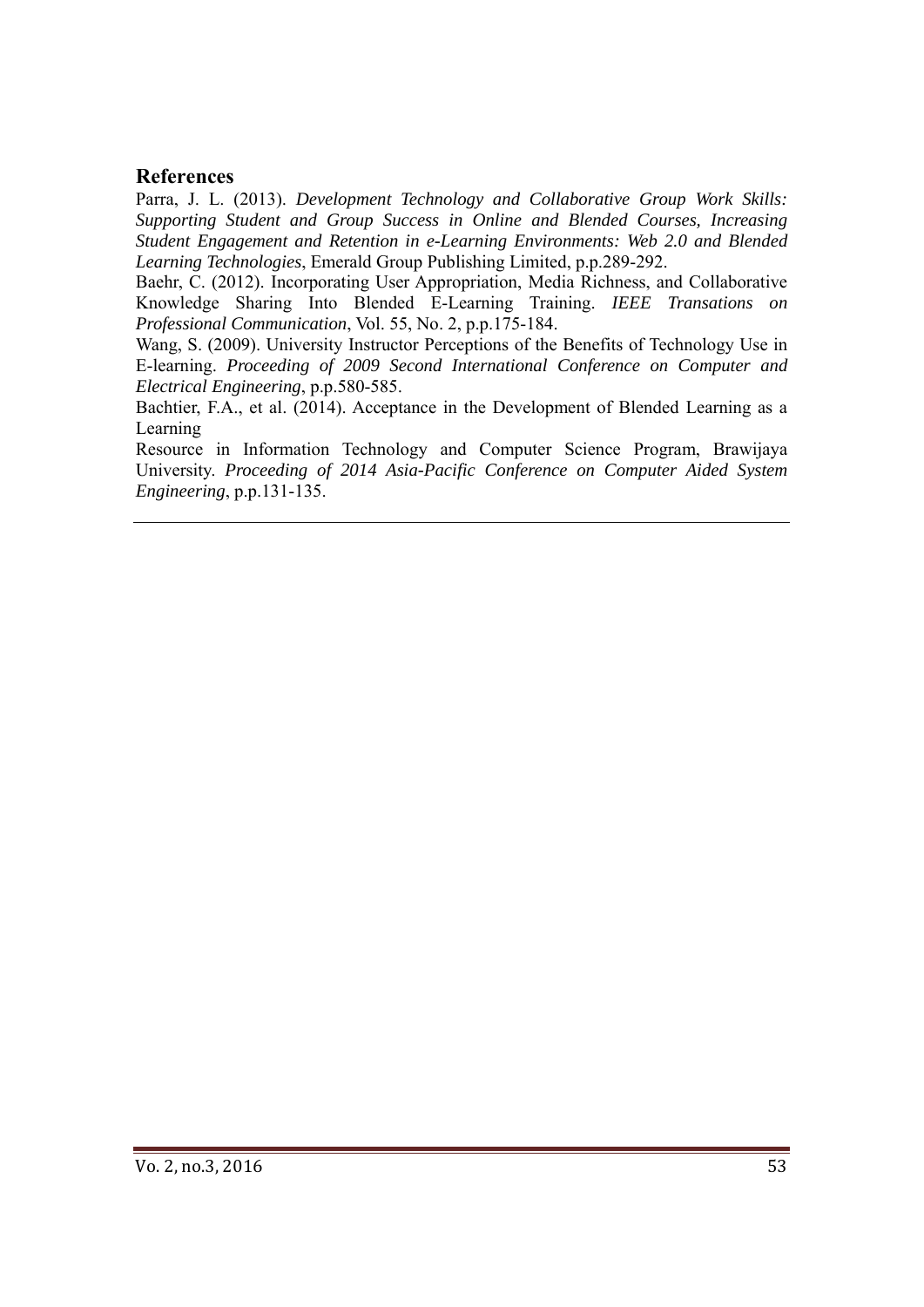## References

Parra, J. L. (2013). *Development Technology and Collaborative Group Work Skills: Supporting Student and Group Success in Online and Blended Courses, Increasing Student Engagement and Retention in e-Learning Environments: Web 2.0 and Blended Learning Technologies*, Emerald Group Publishing Limited, p.p.289-292.

Baehr, C. (2012). Incorporating User Appropriation, Media Richness, and Collaborative Knowledge Sharing Into Blended E-Learning Training. *IEEE Transations on Professional Communication*, Vol. 55, No. 2, p.p.175-184.

Wang, S. (2009). University Instructor Perceptions of the Benefits of Technology Use in E-learning. *Proceeding of 2009 Second International Conference on Computer and Electrical Engineering*, p.p.580-585.

Bachtier, F.A., et al. (2014). Acceptance in the Development of Blended Learning as a Learning

Resource in Information Technology and Computer Science Program, Brawijaya University. *Proceeding of 2014 Asia-Pacific Conference on Computer Aided System Engineering*, p.p.131-135.